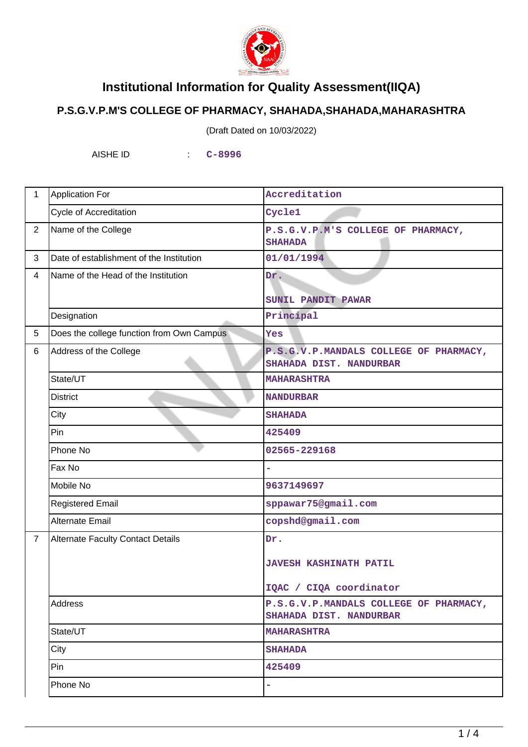# Institutional Information for Quality Assessment(IIQA)

## P.S.G.V.P.M'S COLLEGE OF PHARMACY, SHAHADA,SHAHADA,MAHARASHTRA

(Draft Dated on 10/03/2022)

AISHE ID : C-8996

| | | |
|---|---|---|
| 1 | Application For | Accreditation |
| | Cycle of Accreditation | Cycle1 |
| 2 | Name of the College | P.S.G.V.P.M'S COLLEGE OF PHARMACY, SHAHADA |
| 3 | Date of establishment of the Institution | 01/01/1994 |
| 4 | Name of the Head of the Institution | Dr. SUNIL PANDIT PAWAR |
| | Designation | Principal |
| 5 | Does the college function from Own Campus | Yes |
| 6 | Address of the College | P.S.G.V.P.MANDALS COLLEGE OF PHARMACY, SHAHADA DIST. NANDURBAR |
| | State/UT | MAHARASHTRA |
| | District | NANDURBAR |
| | City | SHAHADA |
| | Pin | 425409 |
| | Phone No | 02565-229168 |
| | Fax No | - |
| | Mobile No | 9637149697 |
| | Registered Email | sppawar75@gmail.com |
| | Alternate Email | copshd@gmail.com |
| 7 | Alternate Faculty Contact Details | Dr. JAVESH KASHINATH PATIL IQAC / CIQA coordinator |
| | Address | P.S.G.V.P.MANDALS COLLEGE OF PHARMACY, SHAHADA DIST. NANDURBAR |
| | State/UT | MAHARASHTRA |
| | City | SHAHADA |
| | Pin | 425409 |
| | Phone No | - |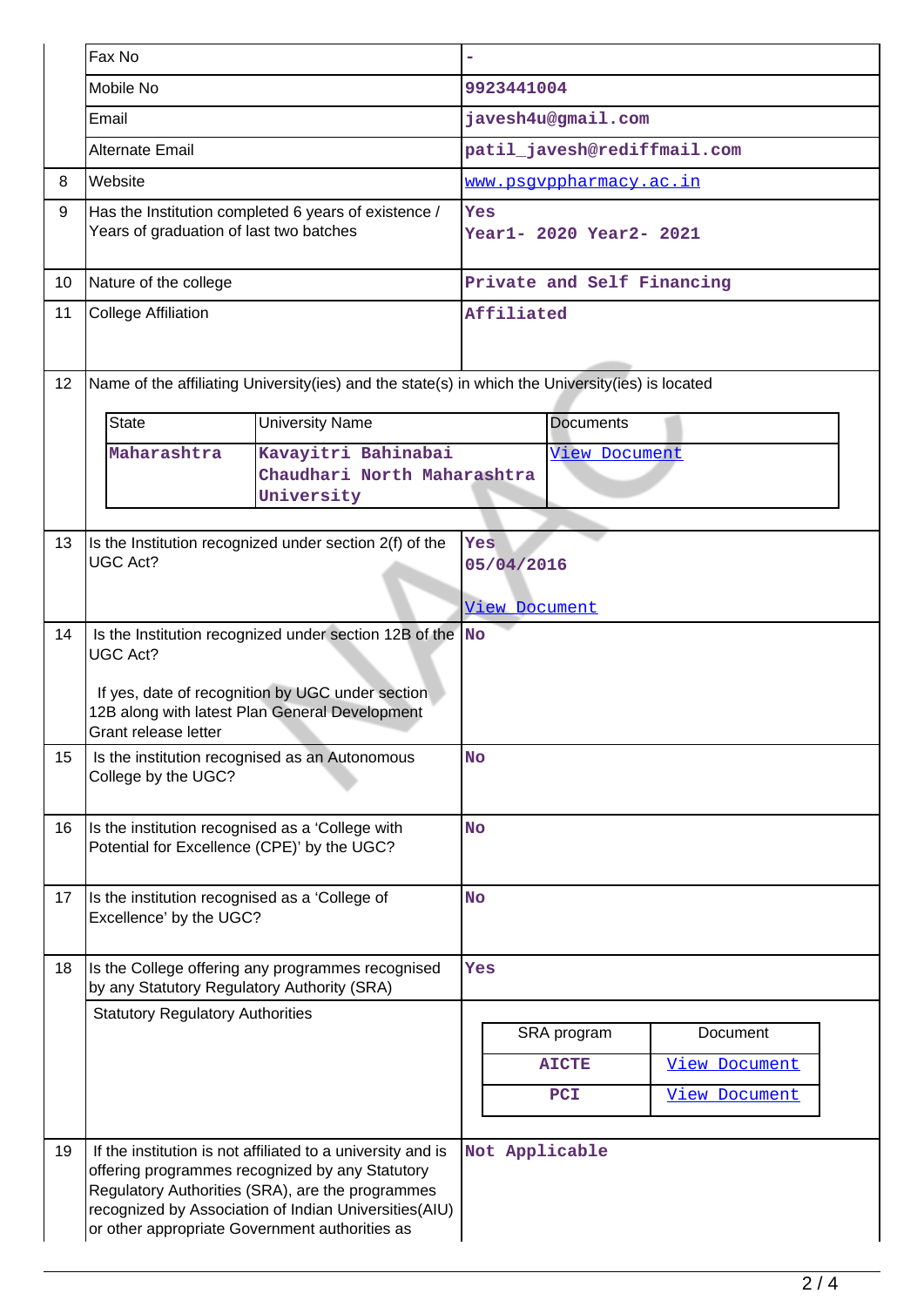| | | |
|---|---|---|
| | Fax No | - |
| | Mobile No | 9923441004 |
| | Email | javesh4u@gmail.com |
| | Alternate Email | patil_javesh@rediffmail.com |
| 8 | Website | www.psgvppharmacy.ac.in |
| 9 | Has the Institution completed 6 years of existence / Years of graduation of last two batches | Yes<br>Year1- 2020 Year2- 2021 |
| 10 | Nature of the college | Private and Self Financing |
| 11 | College Affiliation | Affiliated |
| 12 | Name of the affiliating University(ies) and the state(s) in which the University(ies) is located | |

| State | University Name | Documents |
|---|---|---|
| Maharashtra | Kavayitri Bahinabai Chaudhari North Maharashtra University | View Document |

| | | |
|---|---|---|
| 13 | Is the Institution recognized under section 2(f) of the UGC Act? | Yes<br>05/04/2016<br><br>View Document |
| 14 | Is the Institution recognized under section 12B of the UGC Act?<br><br>If yes, date of recognition by UGC under section 12B along with latest Plan General Development Grant release letter | No |
| 15 | Is the institution recognised as an Autonomous College by the UGC? | No |
| 16 | Is the institution recognised as a 'College with Potential for Excellence (CPE)' by the UGC? | No |
| 17 | Is the institution recognised as a 'College of Excellence' by the UGC? | No |
| 18 | Is the College offering any programmes recognised by any Statutory Regulatory Authority (SRA) | Yes |
| | Statutory Regulatory Authorities | |

| SRA program | Document |
|---|---|
| AICTE | View Document |
| PCI | View Document |

| | | |
|---|---|---|
| 19 | If the institution is not affiliated to a university and is offering programmes recognized by any Statutory Regulatory Authorities (SRA), are the programmes recognized by Association of Indian Universities(AIU) or other appropriate Government authorities as | Not Applicable |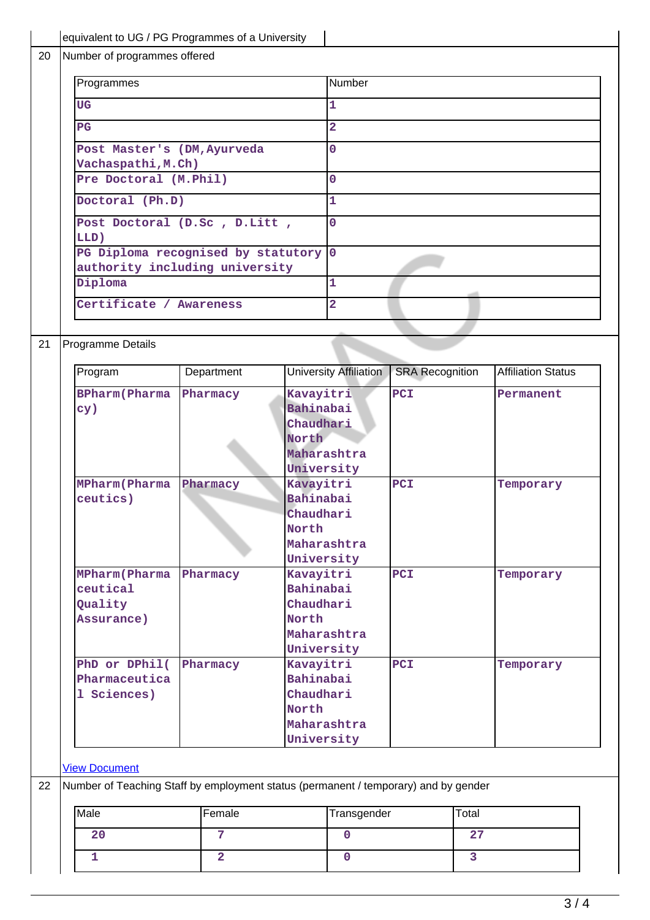| | equivalent to UG / PG Programmes of a University | |
|---|---|---|

**20** Number of programmes offered

| Programmes | Number |
|---|---|
| UG | 1 |
| PG | 2 |
| Post Master's (DM,Ayurveda Vachaspathi,M.Ch) | 0 |
| Pre Doctoral (M.Phil) | 0 |
| Doctoral (Ph.D) | 1 |
| Post Doctoral (D.Sc , D.Litt , LLD) | 0 |
| PG Diploma recognised by statutory authority including university | 0 |
| Diploma | 1 |
| Certificate / Awareness | 2 |

**21** Programme Details

| Program | Department | University Affiliation | SRA Recognition | Affiliation Status |
|---|---|---|---|---|
| BPharm(Pharmacy) | Pharmacy | Kavayitri Bahinabai Chaudhari North Maharashtra University | PCI | Permanent |
| MPharm(Pharmaceutics) | Pharmacy | Kavayitri Bahinabai Chaudhari North Maharashtra University | PCI | Temporary |
| MPharm(Pharmaceutical Quality Assurance) | Pharmacy | Kavayitri Bahinabai Chaudhari North Maharashtra University | PCI | Temporary |
| PhD or DPhil(Pharmaceutical Sciences) | Pharmacy | Kavayitri Bahinabai Chaudhari North Maharashtra University | PCI | Temporary |

View Document

**22** Number of Teaching Staff by employment status (permanent / temporary) and by gender

| Male | Female | Transgender | Total |
|---|---|---|---|
| 20 | 7 | 0 | 27 |
| 1 | 2 | 0 | 3 |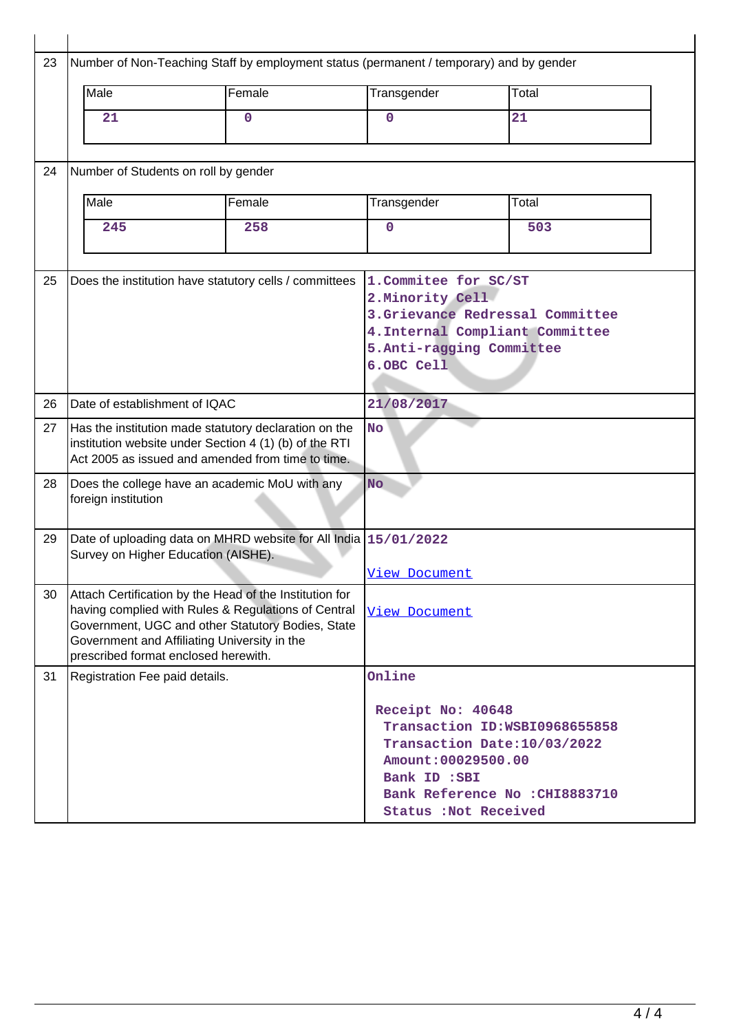| | | |
|---|---|---|
| 23 | Number of Non-Teaching Staff by employment status (permanent / temporary) and by gender | |

| Male | Female | Transgender | Total |
|---|---|---|---|
| 21 | 0 | 0 | 21 |

| | | |
|---|---|---|
| 24 | Number of Students on roll by gender | |

| Male | Female | Transgender | Total |
|---|---|---|---|
| 245 | 258 | 0 | 503 |

| | | |
|---|---|---|
| 25 | Does the institution have statutory cells / committees | 1.Commitee for SC/ST<br>2.Minority Cell<br>3.Grievance Redressal Committee<br>4.Internal Compliant Committee<br>5.Anti-ragging Committee<br>6.OBC Cell |
| 26 | Date of establishment of IQAC | 21/08/2017 |
| 27 | Has the institution made statutory declaration on the institution website under Section 4 (1) (b) of the RTI Act 2005 as issued and amended from time to time. | No |
| 28 | Does the college have an academic MoU with any foreign institution | No |
| 29 | Date of uploading data on MHRD website for All India Survey on Higher Education (AISHE). | 15/01/2022<br><br>View Document |
| 30 | Attach Certification by the Head of the Institution for having complied with Rules & Regulations of Central Government, UGC and other Statutory Bodies, State Government and Affiliating University in the prescribed format enclosed herewith. | View Document |
| 31 | Registration Fee paid details. | Online<br><br>Receipt No: 40648<br>Transaction ID:WSBI0968655858<br>Transaction Date:10/03/2022<br>Amount:00029500.00<br>Bank ID :SBI<br>Bank Reference No :CHI8883710<br>Status :Not Received |